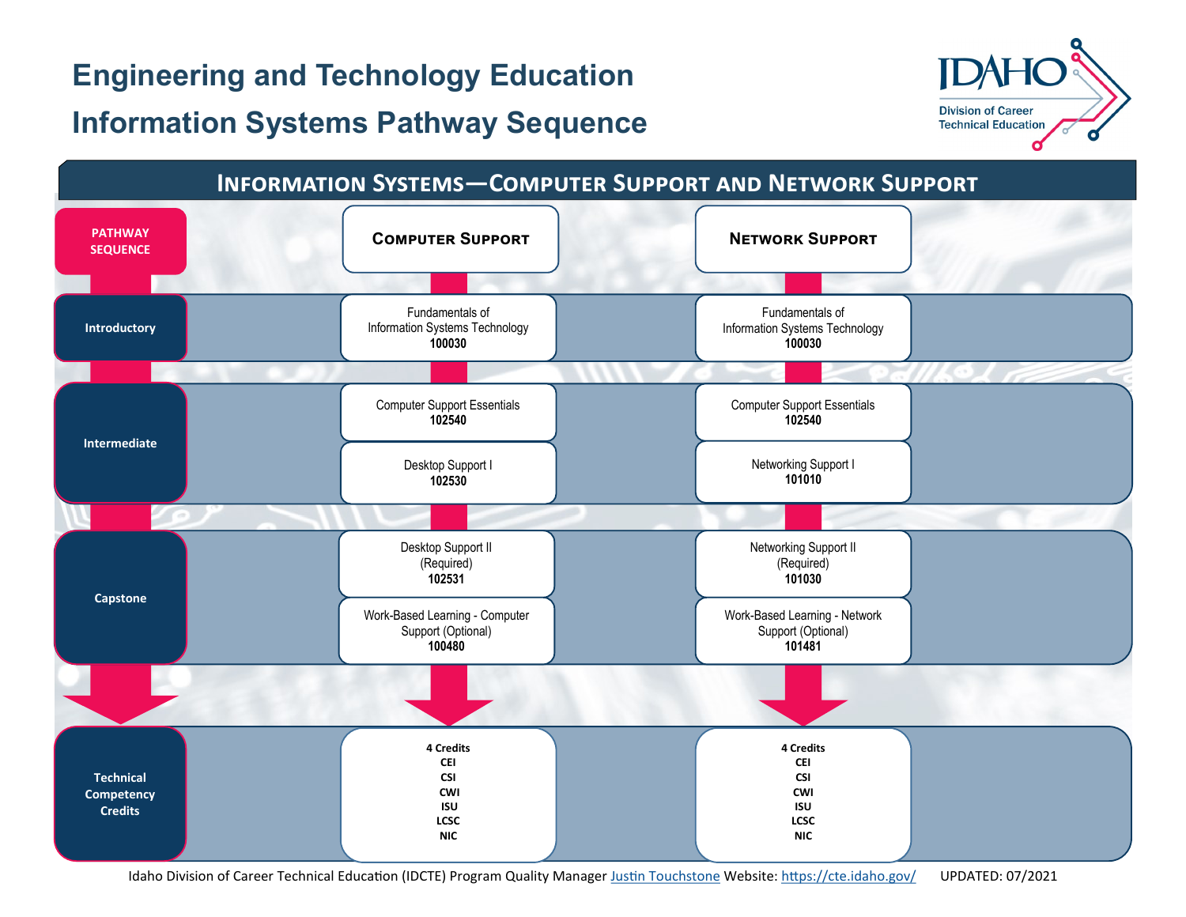# Engineering and Technology Education

# Information Systems Pathway Sequence

Idaho Division of Career Technical Education

## Information Systems—Computer Support and Network Support

| Pathway Sequence | Computer Support | Network Support |
| --- | --- | --- |
| Introductory | Fundamentals of Information Systems Technology **100030** | Fundamentals of Information Systems Technology **100030** |
| Intermediate | Computer Support Essentials **102540** | Computer Support Essentials **102540** |
| | Desktop Support I **102530** | Networking Support I **101010** |
| Capstone | Desktop Support II (Required) **102531** | Networking Support II (Required) **101030** |
| | Work-Based Learning - Computer Support (Optional) **100480** | Work-Based Learning - Network Support (Optional) **101481** |
| Technical Competency Credits | **4 Credits** **CEI** **CSI** **CWI** **ISU** **LCSC** **NIC** | **4 Credits** **CEI** **CSI** **CWI** **ISU** **LCSC** **NIC** |

Idaho Division of Career Technical Education (IDCTE) Program Quality Manager [Justin Touchstone](Justin Touchstone) Website: [https://cte.idaho.gov/](https://cte.idaho.gov/) UPDATED: 07/2021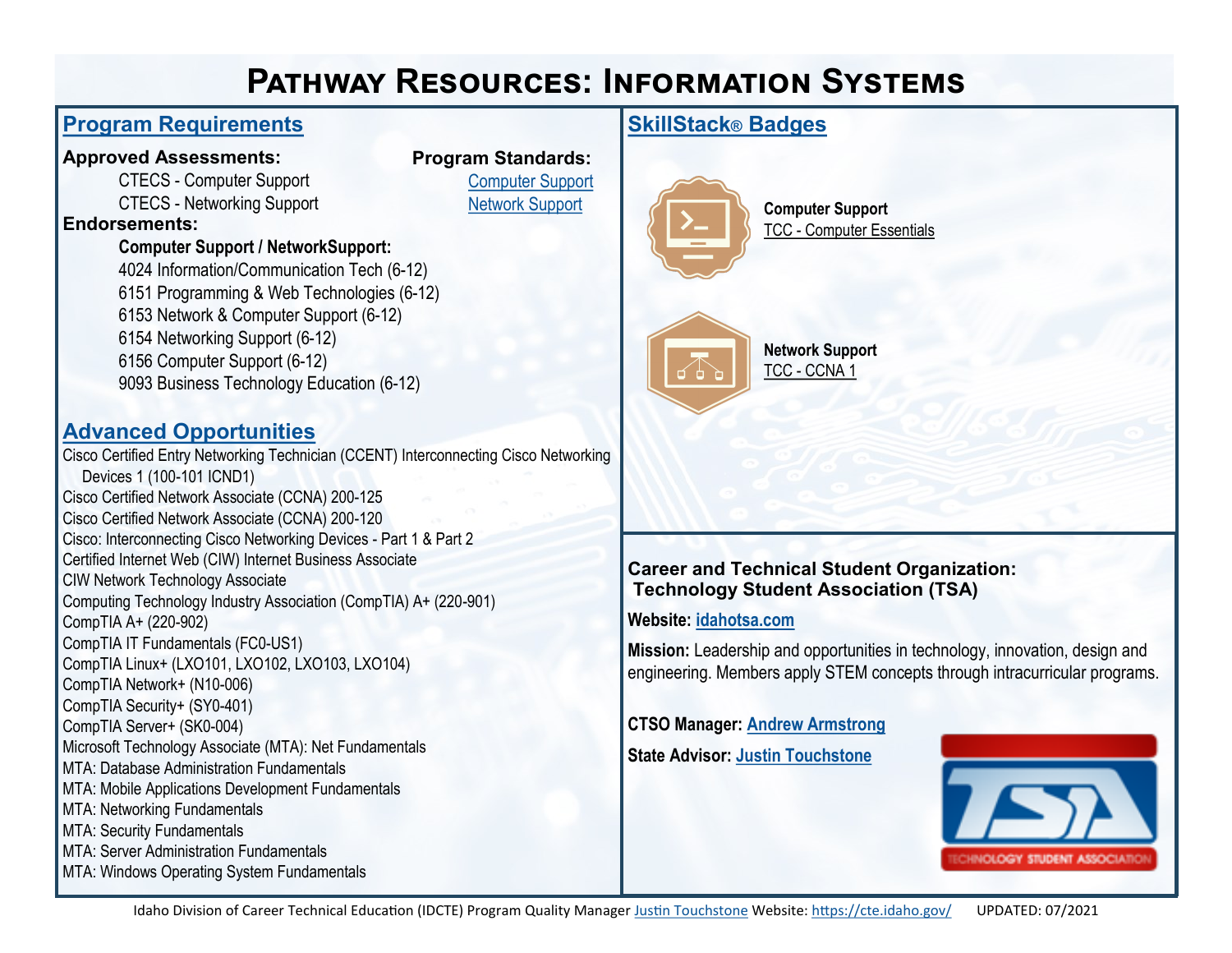# Pathway Resources: Information Systems

## Program Requirements

**Approved Assessments:**

CTECS - Computer Support
CTECS - Networking Support

**Program Standards:**

Computer Support
Network Support

**Endorsements:**

**Computer Support / NetworkSupport:**

4024 Information/Communication Tech (6-12)
6151 Programming & Web Technologies (6-12)
6153 Network & Computer Support (6-12)
6154 Networking Support (6-12)
6156 Computer Support (6-12)
9093 Business Technology Education (6-12)

## Advanced Opportunities

Cisco Certified Entry Networking Technician (CCENT) Interconnecting Cisco Networking Devices 1 (100-101 ICND1)
Cisco Certified Network Associate (CCNA) 200-125
Cisco Certified Network Associate (CCNA) 200-120
Cisco: Interconnecting Cisco Networking Devices - Part 1 & Part 2
Certified Internet Web (CIW) Internet Business Associate
CIW Network Technology Associate
Computing Technology Industry Association (CompTIA) A+ (220-901)
CompTIA A+ (220-902)
CompTIA IT Fundamentals (FC0-US1)
CompTIA Linux+ (LXO101, LXO102, LXO103, LXO104)
CompTIA Network+ (N10-006)
CompTIA Security+ (SY0-401)
CompTIA Server+ (SK0-004)
Microsoft Technology Associate (MTA): Net Fundamentals
MTA: Database Administration Fundamentals
MTA: Mobile Applications Development Fundamentals
MTA: Networking Fundamentals
MTA: Security Fundamentals
MTA: Server Administration Fundamentals
MTA: Windows Operating System Fundamentals

## SkillStack® Badges

**Computer Support**
TCC - Computer Essentials

**Network Support**
TCC - CCNA 1

### Career and Technical Student Organization: Technology Student Association (TSA)

**Website:** idahotsa.com

**Mission:** Leadership and opportunities in technology, innovation, design and engineering. Members apply STEM concepts through intracurricular programs.

**CTSO Manager:** Andrew Armstrong

**State Advisor:** Justin Touchstone

Idaho Division of Career Technical Education (IDCTE) Program Quality Manager Justin Touchstone Website: https://cte.idaho.gov/ UPDATED: 07/2021